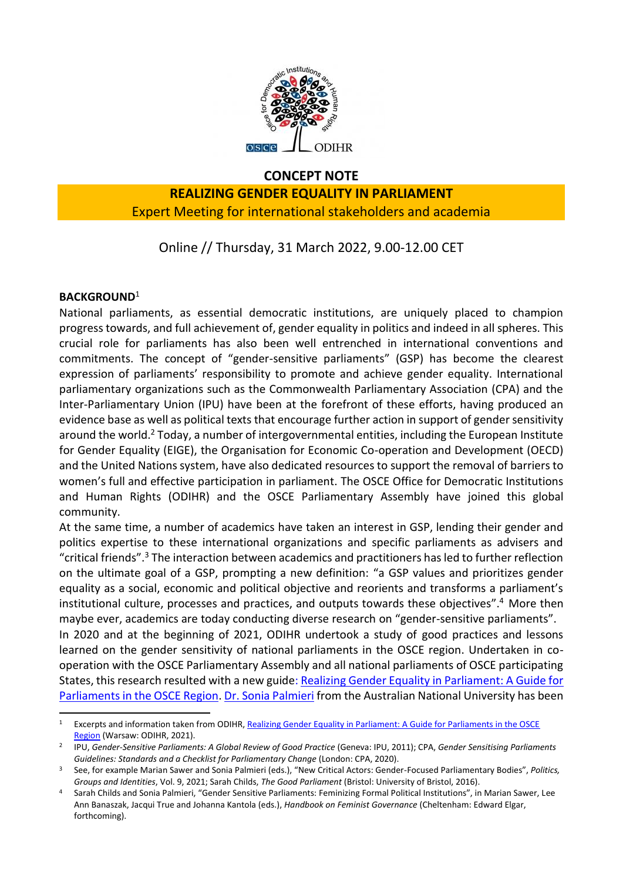# CONCEPT NOTE

## REALIZING GENDER EQUALITY IN PARLIAMENT

Expert Meeting for international stakeholders and academia

Online // Thursday, 31 March 2022, 9.00-12.00 CET

**BACKGROUND**[1]

National parliaments, as essential democratic institutions, are uniquely placed to champion progress towards, and full achievement of, gender equality in politics and indeed in all spheres. This crucial role for parliaments has also been well entrenched in international conventions and commitments. The concept of "gender-sensitive parliaments" (GSP) has become the clearest expression of parliaments' responsibility to promote and achieve gender equality. International parliamentary organizations such as the Commonwealth Parliamentary Association (CPA) and the Inter-Parliamentary Union (IPU) have been at the forefront of these efforts, having produced an evidence base as well as political texts that encourage further action in support of gender sensitivity around the world.[2] Today, a number of intergovernmental entities, including the European Institute for Gender Equality (EIGE), the Organisation for Economic Co-operation and Development (OECD) and the United Nations system, have also dedicated resources to support the removal of barriers to women's full and effective participation in parliament. The OSCE Office for Democratic Institutions and Human Rights (ODIHR) and the OSCE Parliamentary Assembly have joined this global community.

At the same time, a number of academics have taken an interest in GSP, lending their gender and politics expertise to these international organizations and specific parliaments as advisers and "critical friends".[3] The interaction between academics and practitioners has led to further reflection on the ultimate goal of a GSP, prompting a new definition: "a GSP values and prioritizes gender equality as a social, economic and political objective and reorients and transforms a parliament's institutional culture, processes and practices, and outputs towards these objectives".[4] More then maybe ever, academics are today conducting diverse research on "gender-sensitive parliaments".

In 2020 and at the beginning of 2021, ODIHR undertook a study of good practices and lessons learned on the gender sensitivity of national parliaments in the OSCE region. Undertaken in co-operation with the OSCE Parliamentary Assembly and all national parliaments of OSCE participating States, this research resulted with a new guide: Realizing Gender Equality in Parliament: A Guide for Parliaments in the OSCE Region. Dr. Sonia Palmieri from the Australian National University has been

---

[1] Excerpts and information taken from ODIHR, Realizing Gender Equality in Parliament: A Guide for Parliaments in the OSCE Region (Warsaw: ODIHR, 2021).

[2] IPU, *Gender-Sensitive Parliaments: A Global Review of Good Practice* (Geneva: IPU, 2011); CPA, *Gender Sensitising Parliaments Guidelines: Standards and a Checklist for Parliamentary Change* (London: CPA, 2020).

[3] See, for example Marian Sawer and Sonia Palmieri (eds.), "New Critical Actors: Gender-Focused Parliamentary Bodies", *Politics, Groups and Identities*, Vol. 9, 2021; Sarah Childs, *The Good Parliament* (Bristol: University of Bristol, 2016).

[4] Sarah Childs and Sonia Palmieri, "Gender Sensitive Parliaments: Feminizing Formal Political Institutions", in Marian Sawer, Lee Ann Banaszak, Jacqui True and Johanna Kantola (eds.), *Handbook on Feminist Governance* (Cheltenham: Edward Elgar, forthcoming).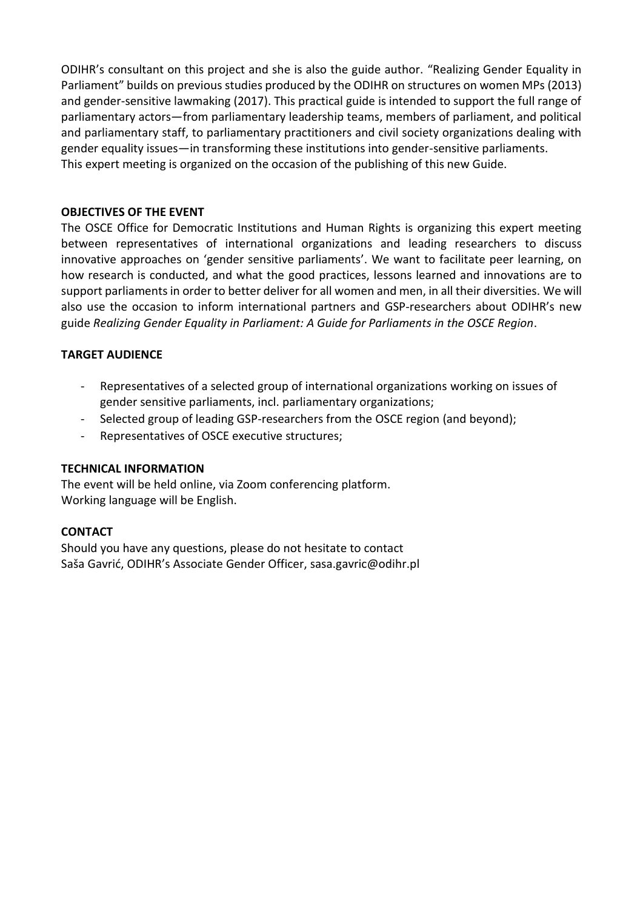ODIHR’s consultant on this project and she is also the guide author. “Realizing Gender Equality in Parliament” builds on previous studies produced by the ODIHR on structures on women MPs (2013) and gender-sensitive lawmaking (2017). This practical guide is intended to support the full range of parliamentary actors—from parliamentary leadership teams, members of parliament, and political and parliamentary staff, to parliamentary practitioners and civil society organizations dealing with gender equality issues—in transforming these institutions into gender-sensitive parliaments.
This expert meeting is organized on the occasion of the publishing of this new Guide.

**OBJECTIVES OF THE EVENT**

The OSCE Office for Democratic Institutions and Human Rights is organizing this expert meeting between representatives of international organizations and leading researchers to discuss innovative approaches on ‘gender sensitive parliaments’. We want to facilitate peer learning, on how research is conducted, and what the good practices, lessons learned and innovations are to support parliaments in order to better deliver for all women and men, in all their diversities. We will also use the occasion to inform international partners and GSP-researchers about ODIHR’s new guide *Realizing Gender Equality in Parliament: A Guide for Parliaments in the OSCE Region*.

**TARGET AUDIENCE**

- Representatives of a selected group of international organizations working on issues of gender sensitive parliaments, incl. parliamentary organizations;
- Selected group of leading GSP-researchers from the OSCE region (and beyond);
- Representatives of OSCE executive structures;

**TECHNICAL INFORMATION**

The event will be held online, via Zoom conferencing platform.
Working language will be English.

**CONTACT**

Should you have any questions, please do not hesitate to contact
Saša Gavrić, ODIHR’s Associate Gender Officer, sasa.gavric@odihr.pl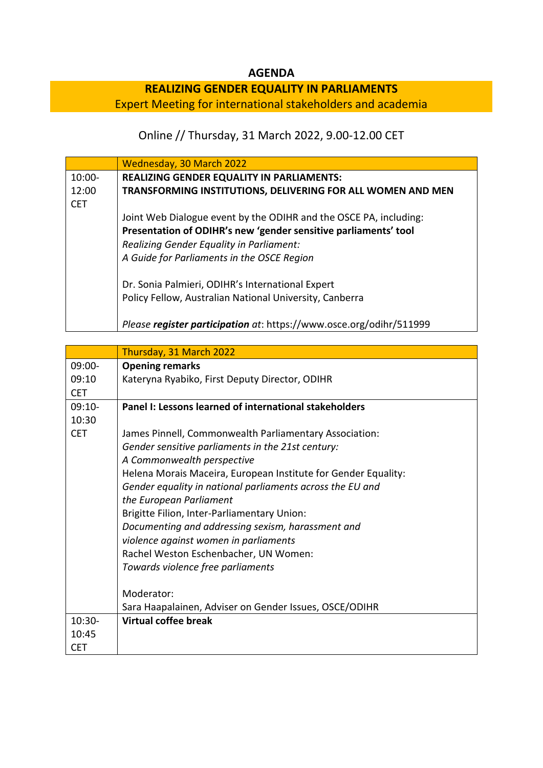# AGENDA

## REALIZING GENDER EQUALITY IN PARLIAMENTS

Expert Meeting for international stakeholders and academia

Online // Thursday, 31 March 2022, 9.00-12.00 CET

| | Wednesday, 30 March 2022 |
|---|---|
| 10:00-12:00 CET | **REALIZING GENDER EQUALITY IN PARLIAMENTS: TRANSFORMING INSTITUTIONS, DELIVERING FOR ALL WOMEN AND MEN**<br><br>Joint Web Dialogue event by the ODIHR and the OSCE PA, including:<br>**Presentation of ODIHR's new 'gender sensitive parliaments' tool**<br>*Realizing Gender Equality in Parliament: A Guide for Parliaments in the OSCE Region*<br><br>Dr. Sonia Palmieri, ODIHR's International Expert<br>Policy Fellow, Australian National University, Canberra<br><br>*Please* ***register participation*** *at*: https://www.osce.org/odihr/511999 |

| | Thursday, 31 March 2022 |
|---|---|
| 09:00-09:10 CET | **Opening remarks**<br>Kateryna Ryabiko, First Deputy Director, ODIHR |
| 09:10-10:30 CET | **Panel I: Lessons learned of international stakeholders**<br><br>James Pinnell, Commonwealth Parliamentary Association:<br>*Gender sensitive parliaments in the 21st century: A Commonwealth perspective*<br>Helena Morais Maceira, European Institute for Gender Equality:<br>*Gender equality in national parliaments across the EU and the European Parliament*<br>Brigitte Filion, Inter-Parliamentary Union:<br>*Documenting and addressing sexism, harassment and violence against women in parliaments*<br>Rachel Weston Eschenbacher, UN Women:<br>*Towards violence free parliaments*<br><br>Moderator:<br>Sara Haapalainen, Adviser on Gender Issues, OSCE/ODIHR |
| 10:30-10:45 CET | **Virtual coffee break** |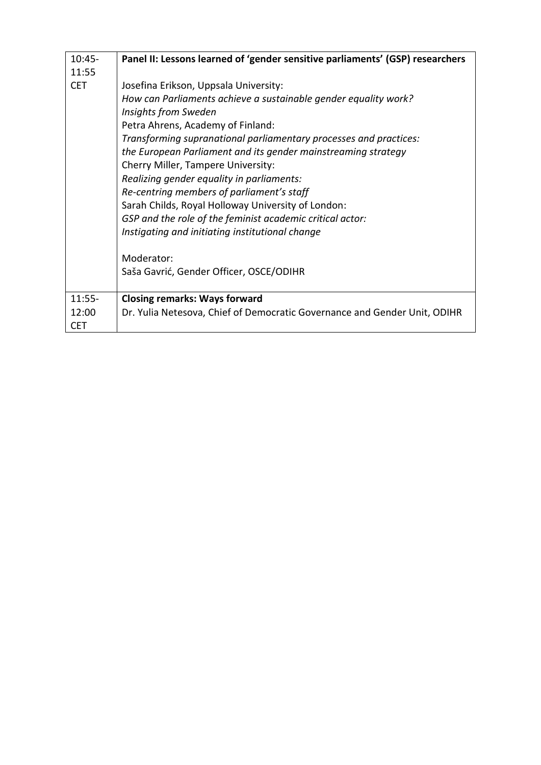| | |
|---|---|
| 10:45-<br>11:55<br>CET | **Panel II: Lessons learned of 'gender sensitive parliaments' (GSP) researchers**<br><br>Josefina Erikson, Uppsala University:<br>*How can Parliaments achieve a sustainable gender equality work?*<br>*Insights from Sweden*<br>Petra Ahrens, Academy of Finland:<br>*Transforming supranational parliamentary processes and practices:*<br>*the European Parliament and its gender mainstreaming strategy*<br>Cherry Miller, Tampere University:<br>*Realizing gender equality in parliaments:*<br>*Re-centring members of parliament's staff*<br>Sarah Childs, Royal Holloway University of London:<br>*GSP and the role of the feminist academic critical actor:*<br>*Instigating and initiating institutional change*<br><br>Moderator:<br>Saša Gavrić, Gender Officer, OSCE/ODIHR |
| 11:55-<br>12:00<br>CET | **Closing remarks: Ways forward**<br>Dr. Yulia Netesova, Chief of Democratic Governance and Gender Unit, ODIHR |